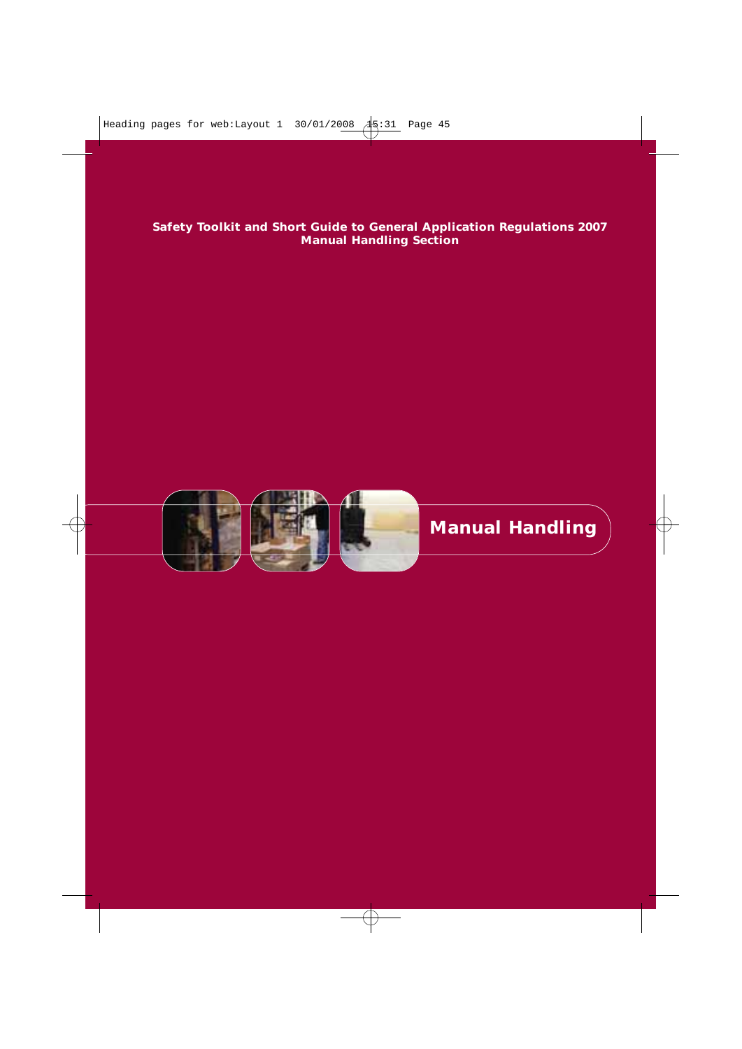**Safety Toolkit and Short Guide to General Application Regulations 2007**
**Manual Handling Section**

# Manual Handling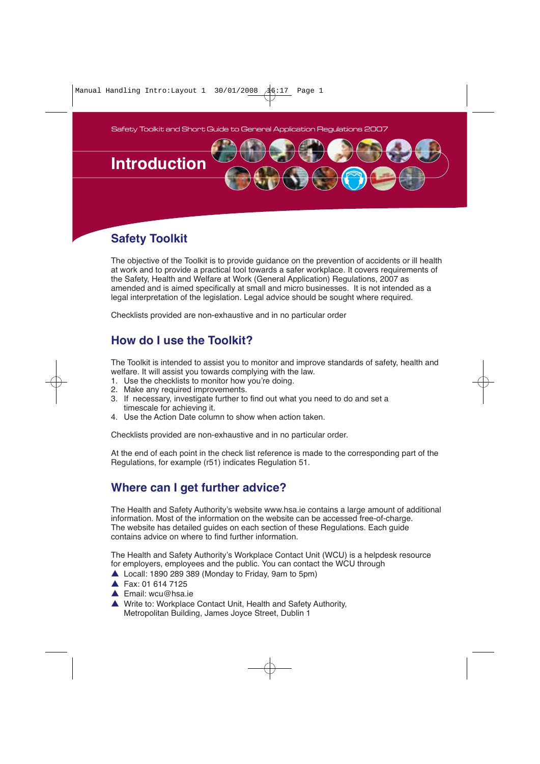Safety Toolkit and Short Guide to General Application Regulations 2007

# Introduction

## Safety Toolkit

The objective of the Toolkit is to provide guidance on the prevention of accidents or ill health at work and to provide a practical tool towards a safer workplace. It covers requirements of the Safety, Health and Welfare at Work (General Application) Regulations, 2007 as amended and is aimed specifically at small and micro businesses. It is not intended as a legal interpretation of the legislation. Legal advice should be sought where required.

Checklists provided are non-exhaustive and in no particular order

## How do I use the Toolkit?

The Toolkit is intended to assist you to monitor and improve standards of safety, health and welfare. It will assist you towards complying with the law.

1. Use the checklists to monitor how you're doing.
2. Make any required improvements.
3. If necessary, investigate further to find out what you need to do and set a timescale for achieving it.
4. Use the Action Date column to show when action taken.

Checklists provided are non-exhaustive and in no particular order.

At the end of each point in the check list reference is made to the corresponding part of the Regulations, for example (r51) indicates Regulation 51.

## Where can I get further advice?

The Health and Safety Authority's website www.hsa.ie contains a large amount of additional information. Most of the information on the website can be accessed free-of-charge. The website has detailed guides on each section of these Regulations. Each guide contains advice on where to find further information.

The Health and Safety Authority's Workplace Contact Unit (WCU) is a helpdesk resource for employers, employees and the public. You can contact the WCU through

- Locall: 1890 289 389 (Monday to Friday, 9am to 5pm)
- Fax: 01 614 7125
- Email: wcu@hsa.ie
- Write to: Workplace Contact Unit, Health and Safety Authority, Metropolitan Building, James Joyce Street, Dublin 1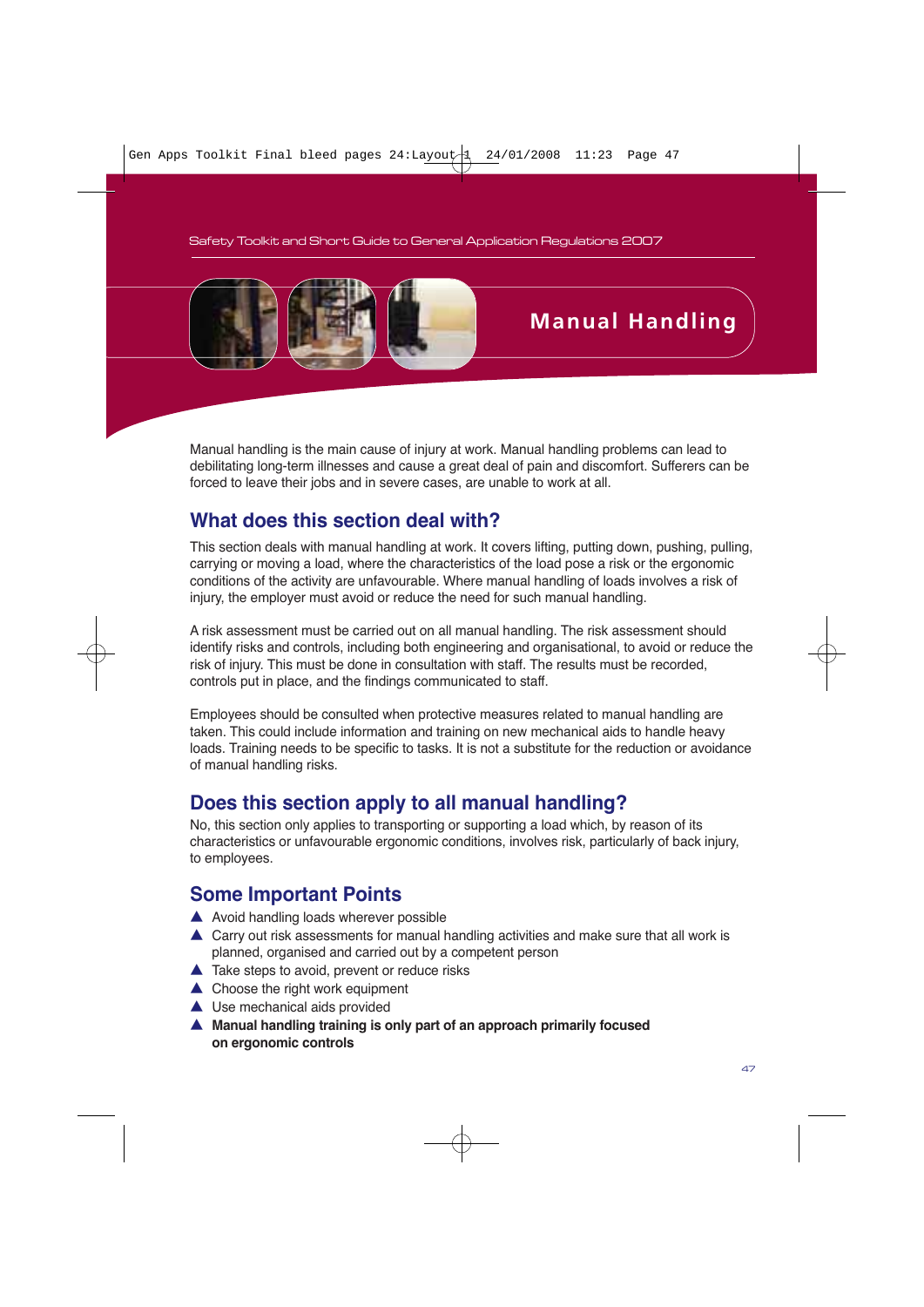# Manual Handling

Manual handling is the main cause of injury at work. Manual handling problems can lead to debilitating long-term illnesses and cause a great deal of pain and discomfort. Sufferers can be forced to leave their jobs and in severe cases, are unable to work at all.

## What does this section deal with?

This section deals with manual handling at work. It covers lifting, putting down, pushing, pulling, carrying or moving a load, where the characteristics of the load pose a risk or the ergonomic conditions of the activity are unfavourable. Where manual handling of loads involves a risk of injury, the employer must avoid or reduce the need for such manual handling.

A risk assessment must be carried out on all manual handling. The risk assessment should identify risks and controls, including both engineering and organisational, to avoid or reduce the risk of injury. This must be done in consultation with staff. The results must be recorded, controls put in place, and the findings communicated to staff.

Employees should be consulted when protective measures related to manual handling are taken. This could include information and training on new mechanical aids to handle heavy loads. Training needs to be specific to tasks. It is not a substitute for the reduction or avoidance of manual handling risks.

## Does this section apply to all manual handling?

No, this section only applies to transporting or supporting a load which, by reason of its characteristics or unfavourable ergonomic conditions, involves risk, particularly of back injury, to employees.

## Some Important Points

- Avoid handling loads wherever possible
- Carry out risk assessments for manual handling activities and make sure that all work is planned, organised and carried out by a competent person
- Take steps to avoid, prevent or reduce risks
- Choose the right work equipment
- Use mechanical aids provided
- **Manual handling training is only part of an approach primarily focused on ergonomic controls**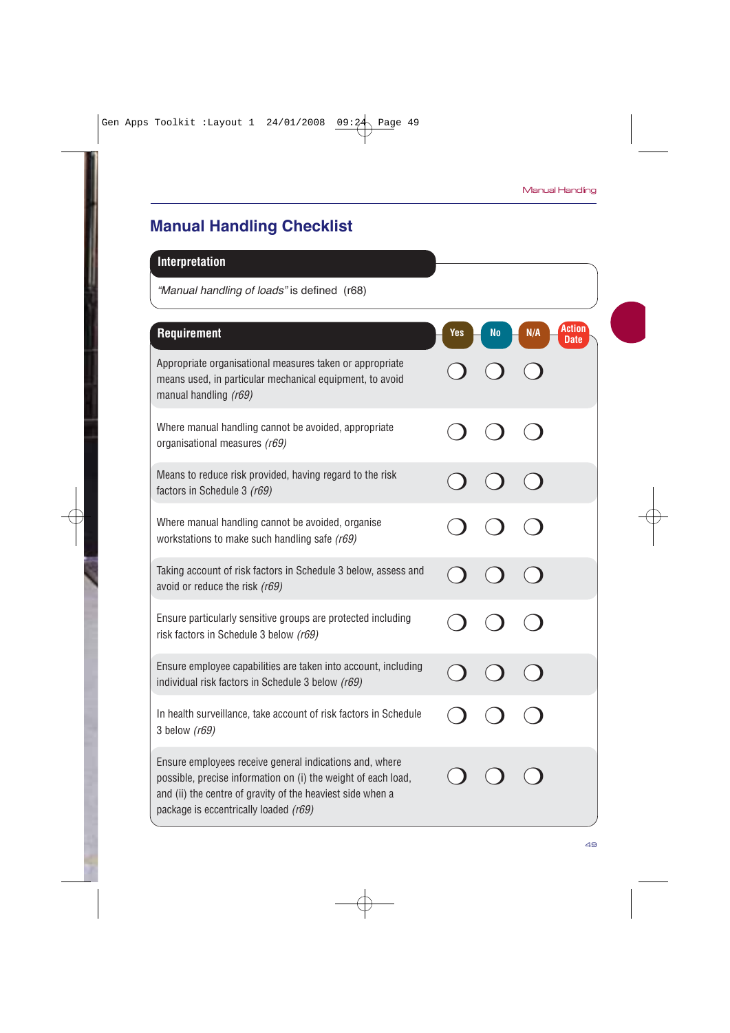## Manual Handling Checklist

| Interpretation |
|---|
| *"Manual handling of loads"* is defined (r68) |

| Requirement | Yes | No | N/A | Action Date |
|---|---|---|---|---|
| Appropriate organisational measures taken or appropriate means used, in particular mechanical equipment, to avoid manual handling *(r69)* | ❍ | ❍ | ❍ | |
| Where manual handling cannot be avoided, appropriate organisational measures *(r69)* | ❍ | ❍ | ❍ | |
| Means to reduce risk provided, having regard to the risk factors in Schedule 3 *(r69)* | ❍ | ❍ | ❍ | |
| Where manual handling cannot be avoided, organise workstations to make such handling safe *(r69)* | ❍ | ❍ | ❍ | |
| Taking account of risk factors in Schedule 3 below, assess and avoid or reduce the risk *(r69)* | ❍ | ❍ | ❍ | |
| Ensure particularly sensitive groups are protected including risk factors in Schedule 3 below *(r69)* | ❍ | ❍ | ❍ | |
| Ensure employee capabilities are taken into account, including individual risk factors in Schedule 3 below *(r69)* | ❍ | ❍ | ❍ | |
| In health surveillance, take account of risk factors in Schedule 3 below *(r69)* | ❍ | ❍ | ❍ | |
| Ensure employees receive general indications and, where possible, precise information on (i) the weight of each load, and (ii) the centre of gravity of the heaviest side when a package is eccentrically loaded *(r69)* | ❍ | ❍ | ❍ | |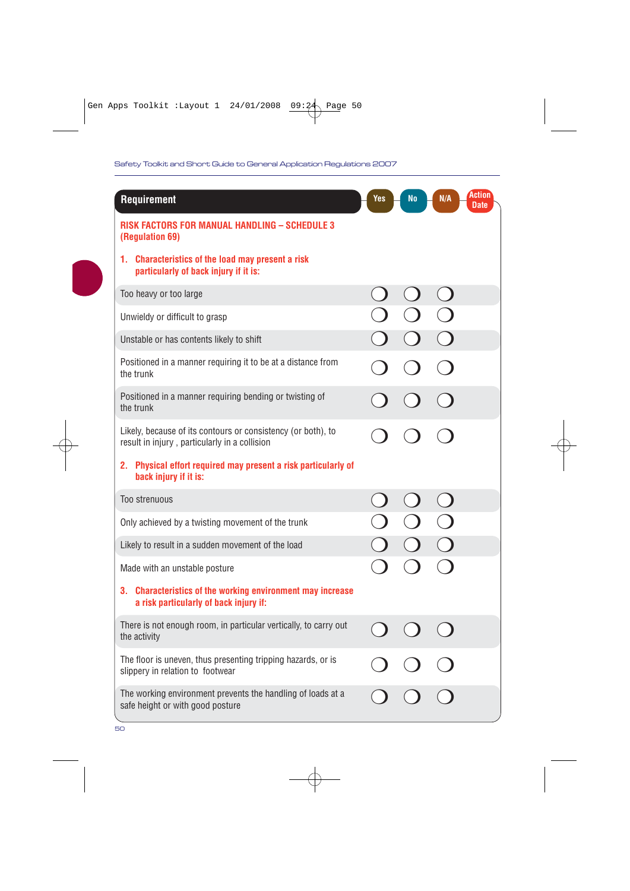| Requirement | Yes | No | N/A | Action Date |
|---|---|---|---|---|
| **RISK FACTORS FOR MANUAL HANDLING – SCHEDULE 3 (Regulation 69)** | | | | |
| **1. Characteristics of the load may present a risk particularly of back injury if it is:** | | | | |
| Too heavy or too large | ◯ | ◯ | ◯ | |
| Unwieldy or difficult to grasp | ◯ | ◯ | ◯ | |
| Unstable or has contents likely to shift | ◯ | ◯ | ◯ | |
| Positioned in a manner requiring it to be at a distance from the trunk | ◯ | ◯ | ◯ | |
| Positioned in a manner requiring bending or twisting of the trunk | ◯ | ◯ | ◯ | |
| Likely, because of its contours or consistency (or both), to result in injury , particularly in a collision | ◯ | ◯ | ◯ | |
| **2. Physical effort required may present a risk particularly of back injury if it is:** | | | | |
| Too strenuous | ◯ | ◯ | ◯ | |
| Only achieved by a twisting movement of the trunk | ◯ | ◯ | ◯ | |
| Likely to result in a sudden movement of the load | ◯ | ◯ | ◯ | |
| Made with an unstable posture | ◯ | ◯ | ◯ | |
| **3. Characteristics of the working environment may increase a risk particularly of back injury if:** | | | | |
| There is not enough room, in particular vertically, to carry out the activity | ◯ | ◯ | ◯ | |
| The floor is uneven, thus presenting tripping hazards, or is slippery in relation to footwear | ◯ | ◯ | ◯ | |
| The working environment prevents the handling of loads at a safe height or with good posture | ◯ | ◯ | ◯ | |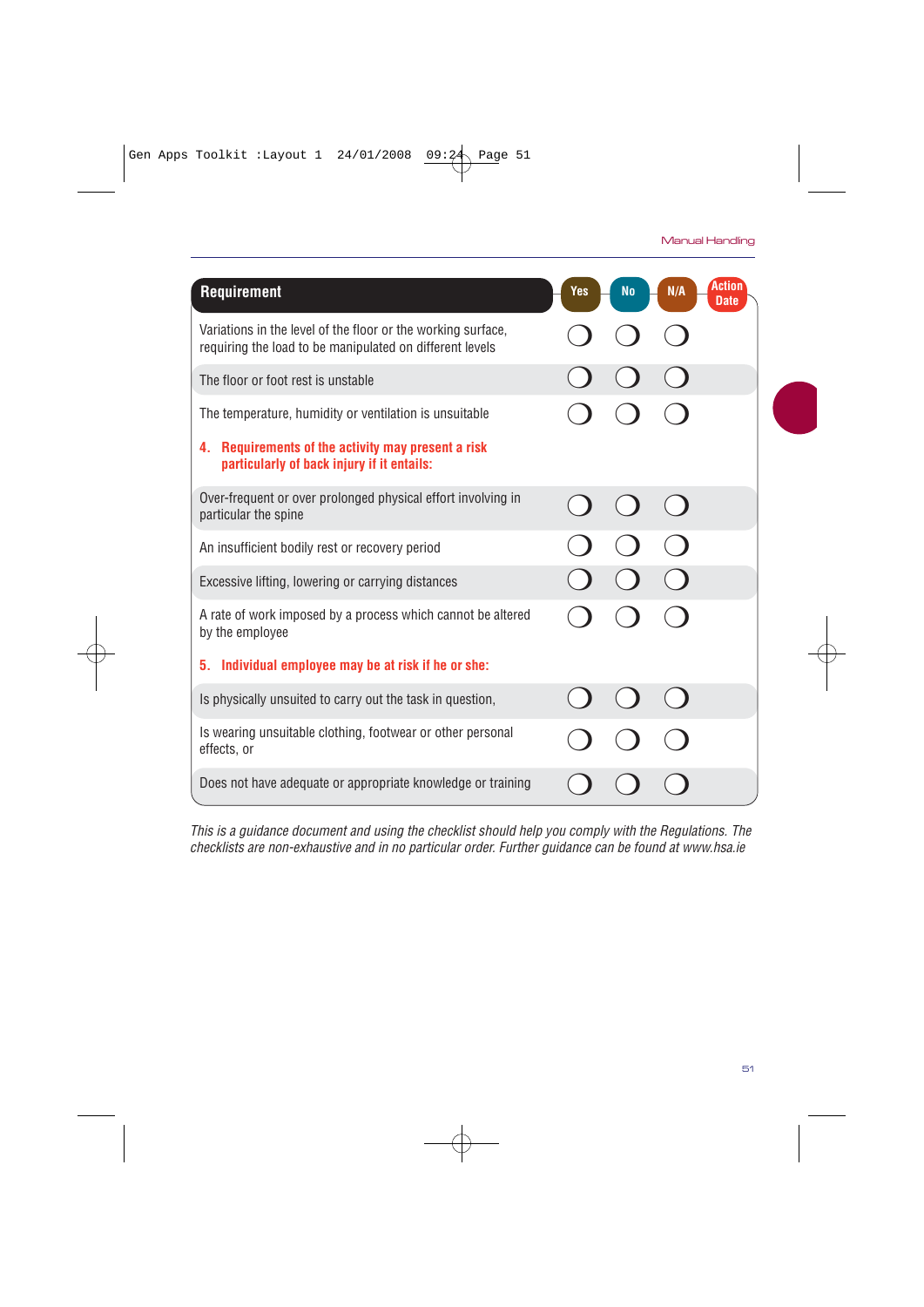| Requirement | Yes | No | N/A | Action Date |
|---|---|---|---|---|
| Variations in the level of the floor or the working surface, requiring the load to be manipulated on different levels | ❍ | ❍ | ❍ | |
| The floor or foot rest is unstable | ❍ | ❍ | ❍ | |
| The temperature, humidity or ventilation is unsuitable | ❍ | ❍ | ❍ | |
| **4. Requirements of the activity may present a risk particularly of back injury if it entails:** | | | | |
| Over-frequent or over prolonged physical effort involving in particular the spine | ❍ | ❍ | ❍ | |
| An insufficient bodily rest or recovery period | ❍ | ❍ | ❍ | |
| Excessive lifting, lowering or carrying distances | ❍ | ❍ | ❍ | |
| A rate of work imposed by a process which cannot be altered by the employee | ❍ | ❍ | ❍ | |
| **5. Individual employee may be at risk if he or she:** | | | | |
| Is physically unsuited to carry out the task in question, | ❍ | ❍ | ❍ | |
| Is wearing unsuitable clothing, footwear or other personal effects, or | ❍ | ❍ | ❍ | |
| Does not have adequate or appropriate knowledge or training | ❍ | ❍ | ❍ | |

*This is a guidance document and using the checklist should help you comply with the Regulations. The checklists are non-exhaustive and in no particular order. Further guidance can be found at www.hsa.ie*